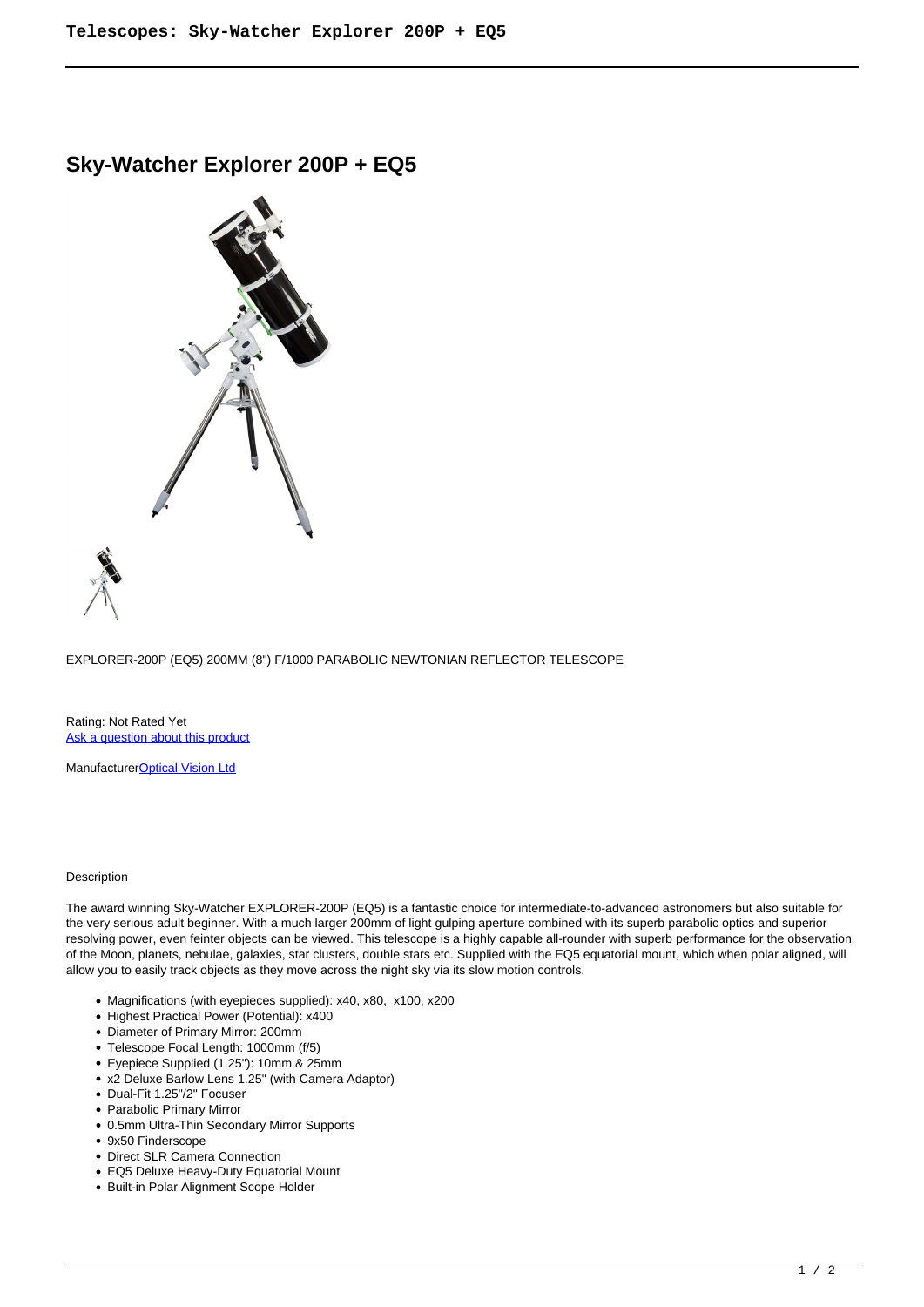# Sky-Watcher Explorer 200P + EQ5

EXPLORER-200P (EQ5) 200MM (8") F/1000 PARABOLIC NEWTONIAN REFLECTOR TELESCOPE

Rating: Not Rated Yet
Ask a question about this product

ManufacturerOptical Vision Ltd

Description

The award winning Sky-Watcher EXPLORER-200P (EQ5) is a fantastic choice for intermediate-to-advanced astronomers but also suitable for the very serious adult beginner. With a much larger 200mm of light gulping aperture combined with its superb parabolic optics and superior resolving power, even feinter objects can be viewed. This telescope is a highly capable all-rounder with superb performance for the observation of the Moon, planets, nebulae, galaxies, star clusters, double stars etc. Supplied with the EQ5 equatorial mount, which when polar aligned, will allow you to easily track objects as they move across the night sky via its slow motion controls.

- Magnifications (with eyepieces supplied): x40, x80, x100, x200
- Highest Practical Power (Potential): x400
- Diameter of Primary Mirror: 200mm
- Telescope Focal Length: 1000mm (f/5)
- Eyepiece Supplied (1.25"): 10mm & 25mm
- x2 Deluxe Barlow Lens 1.25" (with Camera Adaptor)
- Dual-Fit 1.25"/2" Focuser
- Parabolic Primary Mirror
- 0.5mm Ultra-Thin Secondary Mirror Supports
- 9x50 Finderscope
- Direct SLR Camera Connection
- EQ5 Deluxe Heavy-Duty Equatorial Mount
- Built-in Polar Alignment Scope Holder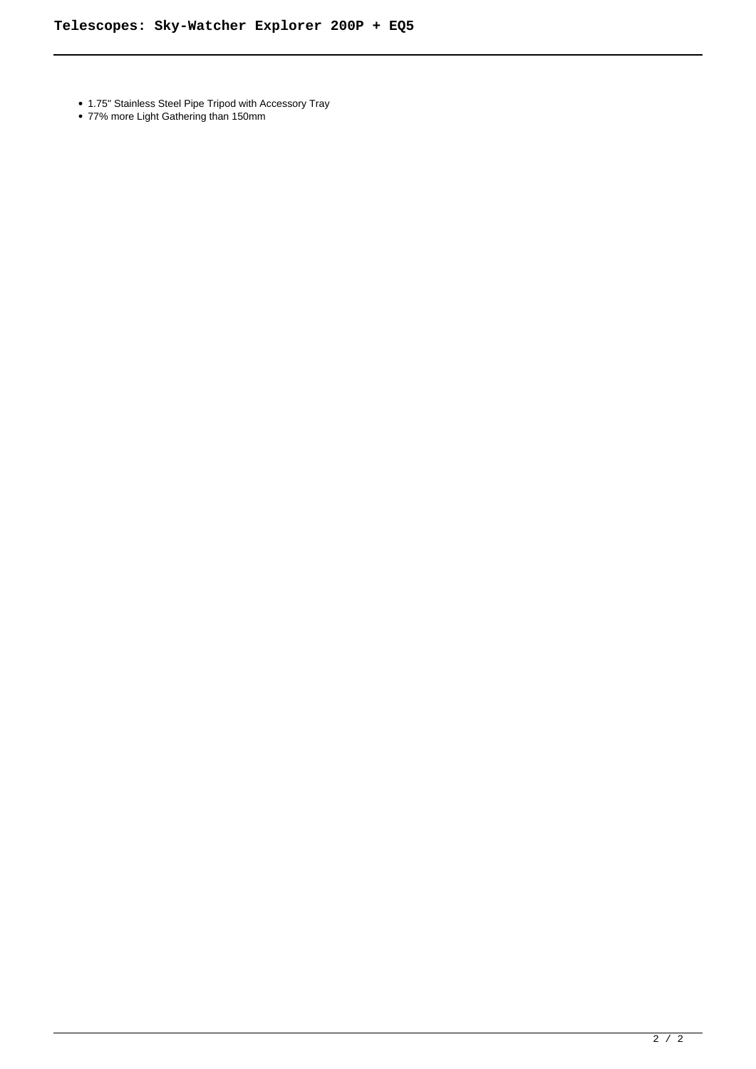- 1.75" Stainless Steel Pipe Tripod with Accessory Tray
- 77% more Light Gathering than 150mm